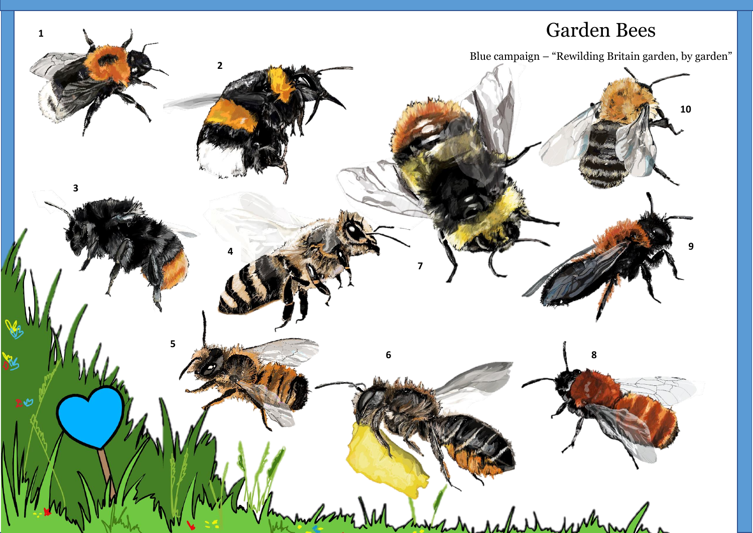# Garden Bees

Blue campaign – "Rewilding Britain garden, by garden"

1

2

3

4

5

6

7

8

9

10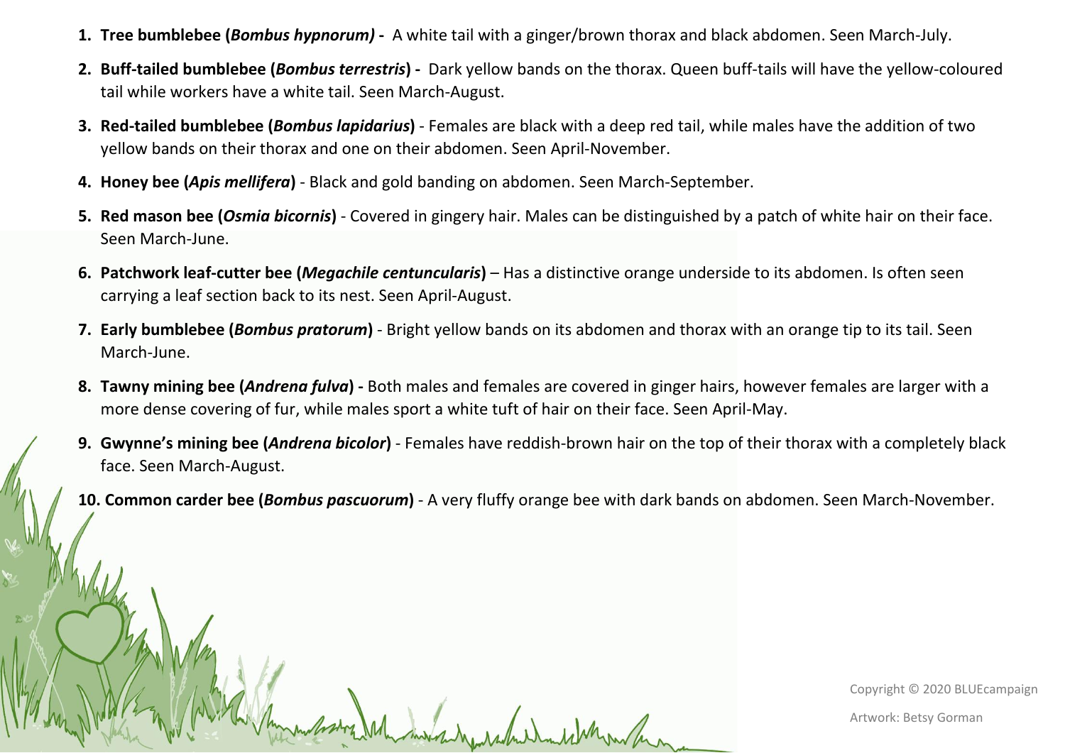1. **Tree bumblebee (*Bombus hypnorum)* -** A white tail with a ginger/brown thorax and black abdomen. Seen March-July.
2. **Buff-tailed bumblebee (*Bombus terrestris*) -** Dark yellow bands on the thorax. Queen buff-tails will have the yellow-coloured tail while workers have a white tail. Seen March-August.
3. **Red-tailed bumblebee (*Bombus lapidarius*)** - Females are black with a deep red tail, while males have the addition of two yellow bands on their thorax and one on their abdomen. Seen April-November.
4. **Honey bee (*Apis mellifera*)** - Black and gold banding on abdomen. Seen March-September.
5. **Red mason bee (*Osmia bicornis*)** - Covered in gingery hair. Males can be distinguished by a patch of white hair on their face. Seen March-June.
6. **Patchwork leaf-cutter bee (*Megachile centuncularis*)** – Has a distinctive orange underside to its abdomen. Is often seen carrying a leaf section back to its nest. Seen April-August.
7. **Early bumblebee (*Bombus pratorum*)** - Bright yellow bands on its abdomen and thorax with an orange tip to its tail. Seen March-June.
8. **Tawny mining bee (*Andrena fulva*) -** Both males and females are covered in ginger hairs, however females are larger with a more dense covering of fur, while males sport a white tuft of hair on their face. Seen April-May.
9. **Gwynne's mining bee (*Andrena bicolor*)** - Females have reddish-brown hair on the top of their thorax with a completely black face. Seen March-August.
10. **Common carder bee (*Bombus pascuorum*)** - A very fluffy orange bee with dark bands on abdomen. Seen March-November.

Copyright © 2020 BLUEcampaign

Artwork: Betsy Gorman